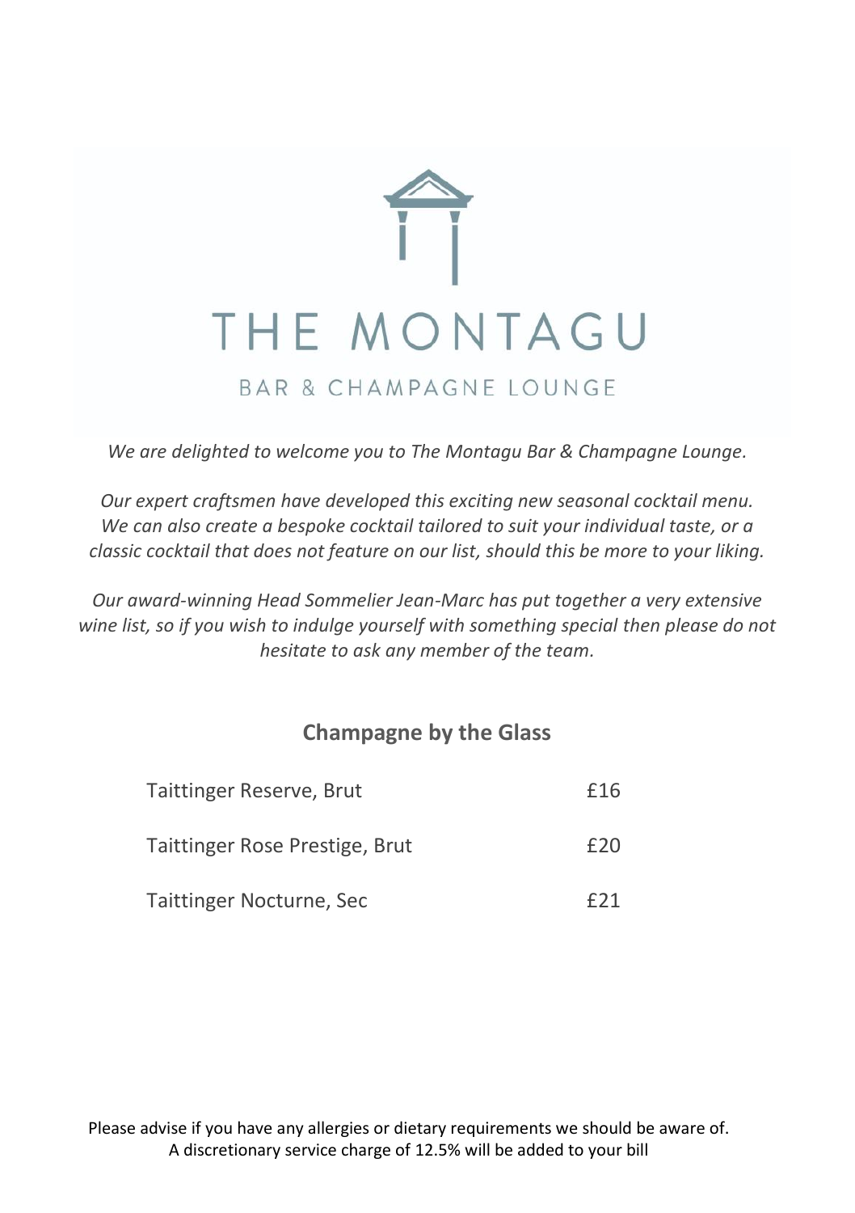# THE MONTAGU

BAR & CHAMPAGNE LOUNGE

*We are delighted to welcome you to The Montagu Bar & Champagne Lounge.*

*Our expert craftsmen have developed this exciting new seasonal cocktail menu. We can also create a bespoke cocktail tailored to suit your individual taste, or a classic cocktail that does not feature on our list, should this be more to your liking.*

*Our award-winning Head Sommelier Jean-Marc has put together a very extensive wine list, so if you wish to indulge yourself with something special then please do not hesitate to ask any member of the team.*

## Champagne by the Glass

| | |
|---|---|
| Taittinger Reserve, Brut | £16 |
| Taittinger Rose Prestige, Brut | £20 |
| Taittinger Nocturne, Sec | £21 |

Please advise if you have any allergies or dietary requirements we should be aware of.
A discretionary service charge of 12.5% will be added to your bill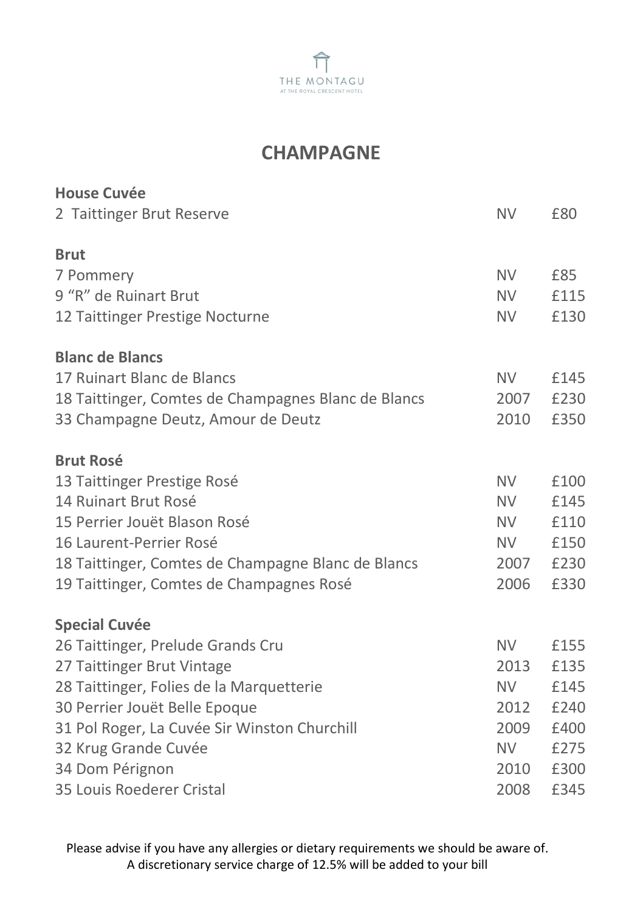THE MONTAGU
AT THE ROYAL CRESCENT HOTEL

# CHAMPAGNE

| | | |
|---|---|---|
| **House Cuvée** | | |
| 2 Taittinger Brut Reserve | NV | £80 |
| **Brut** | | |
| 7 Pommery | NV | £85 |
| 9 "R" de Ruinart Brut | NV | £115 |
| 12 Taittinger Prestige Nocturne | NV | £130 |
| **Blanc de Blancs** | | |
| 17 Ruinart Blanc de Blancs | NV | £145 |
| 18 Taittinger, Comtes de Champagnes Blanc de Blancs | 2007 | £230 |
| 33 Champagne Deutz, Amour de Deutz | 2010 | £350 |
| **Brut Rosé** | | |
| 13 Taittinger Prestige Rosé | NV | £100 |
| 14 Ruinart Brut Rosé | NV | £145 |
| 15 Perrier Jouët Blason Rosé | NV | £110 |
| 16 Laurent-Perrier Rosé | NV | £150 |
| 18 Taittinger, Comtes de Champagne Blanc de Blancs | 2007 | £230 |
| 19 Taittinger, Comtes de Champagnes Rosé | 2006 | £330 |
| **Special Cuvée** | | |
| 26 Taittinger, Prelude Grands Cru | NV | £155 |
| 27 Taittinger Brut Vintage | 2013 | £135 |
| 28 Taittinger, Folies de la Marquetterie | NV | £145 |
| 30 Perrier Jouët Belle Epoque | 2012 | £240 |
| 31 Pol Roger, La Cuvée Sir Winston Churchill | 2009 | £400 |
| 32 Krug Grande Cuvée | NV | £275 |
| 34 Dom Pérignon | 2010 | £300 |
| 35 Louis Roederer Cristal | 2008 | £345 |

Please advise if you have any allergies or dietary requirements we should be aware of.
A discretionary service charge of 12.5% will be added to your bill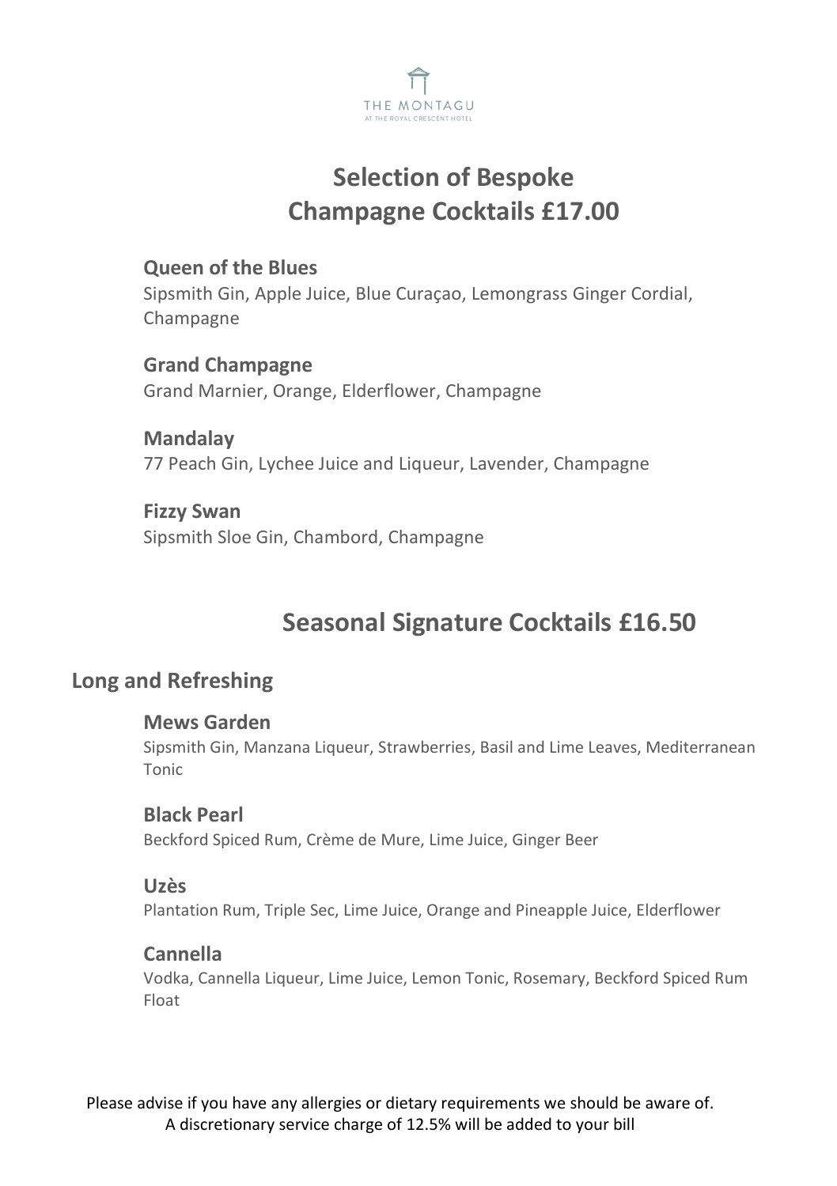THE MONTAGU
AT THE ROYAL CRESCENT HOTEL

# Selection of Bespoke Champagne Cocktails £17.00

### Queen of the Blues
Sipsmith Gin, Apple Juice, Blue Curaçao, Lemongrass Ginger Cordial, Champagne

### Grand Champagne
Grand Marnier, Orange, Elderflower, Champagne

### Mandalay
77 Peach Gin, Lychee Juice and Liqueur, Lavender, Champagne

### Fizzy Swan
Sipsmith Sloe Gin, Chambord, Champagne

# Seasonal Signature Cocktails £16.50

## Long and Refreshing

### Mews Garden
Sipsmith Gin, Manzana Liqueur, Strawberries, Basil and Lime Leaves, Mediterranean Tonic

### Black Pearl
Beckford Spiced Rum, Crème de Mure, Lime Juice, Ginger Beer

### Uzès
Plantation Rum, Triple Sec, Lime Juice, Orange and Pineapple Juice, Elderflower

### Cannella
Vodka, Cannella Liqueur, Lime Juice, Lemon Tonic, Rosemary, Beckford Spiced Rum Float

Please advise if you have any allergies or dietary requirements we should be aware of.
A discretionary service charge of 12.5% will be added to your bill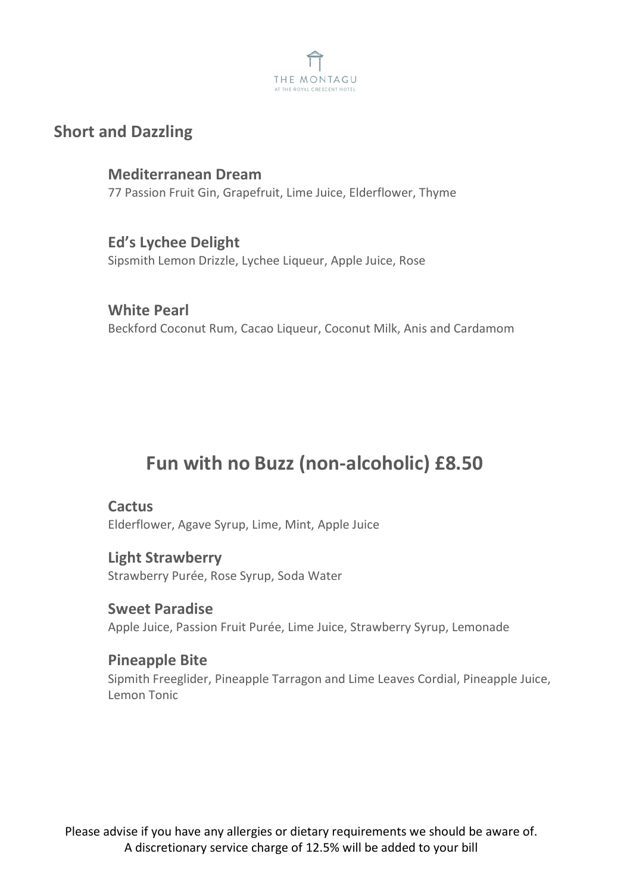## Short and Dazzling

### Mediterranean Dream
77 Passion Fruit Gin, Grapefruit, Lime Juice, Elderflower, Thyme

### Ed's Lychee Delight
Sipsmith Lemon Drizzle, Lychee Liqueur, Apple Juice, Rose

### White Pearl
Beckford Coconut Rum, Cacao Liqueur, Coconut Milk, Anis and Cardamom

## Fun with no Buzz (non-alcoholic) £8.50

### Cactus
Elderflower, Agave Syrup, Lime, Mint, Apple Juice

### Light Strawberry
Strawberry Purée, Rose Syrup, Soda Water

### Sweet Paradise
Apple Juice, Passion Fruit Purée, Lime Juice, Strawberry Syrup, Lemonade

### Pineapple Bite
Sipmith Freeglider, Pineapple Tarragon and Lime Leaves Cordial, Pineapple Juice, Lemon Tonic

Please advise if you have any allergies or dietary requirements we should be aware of.
A discretionary service charge of 12.5% will be added to your bill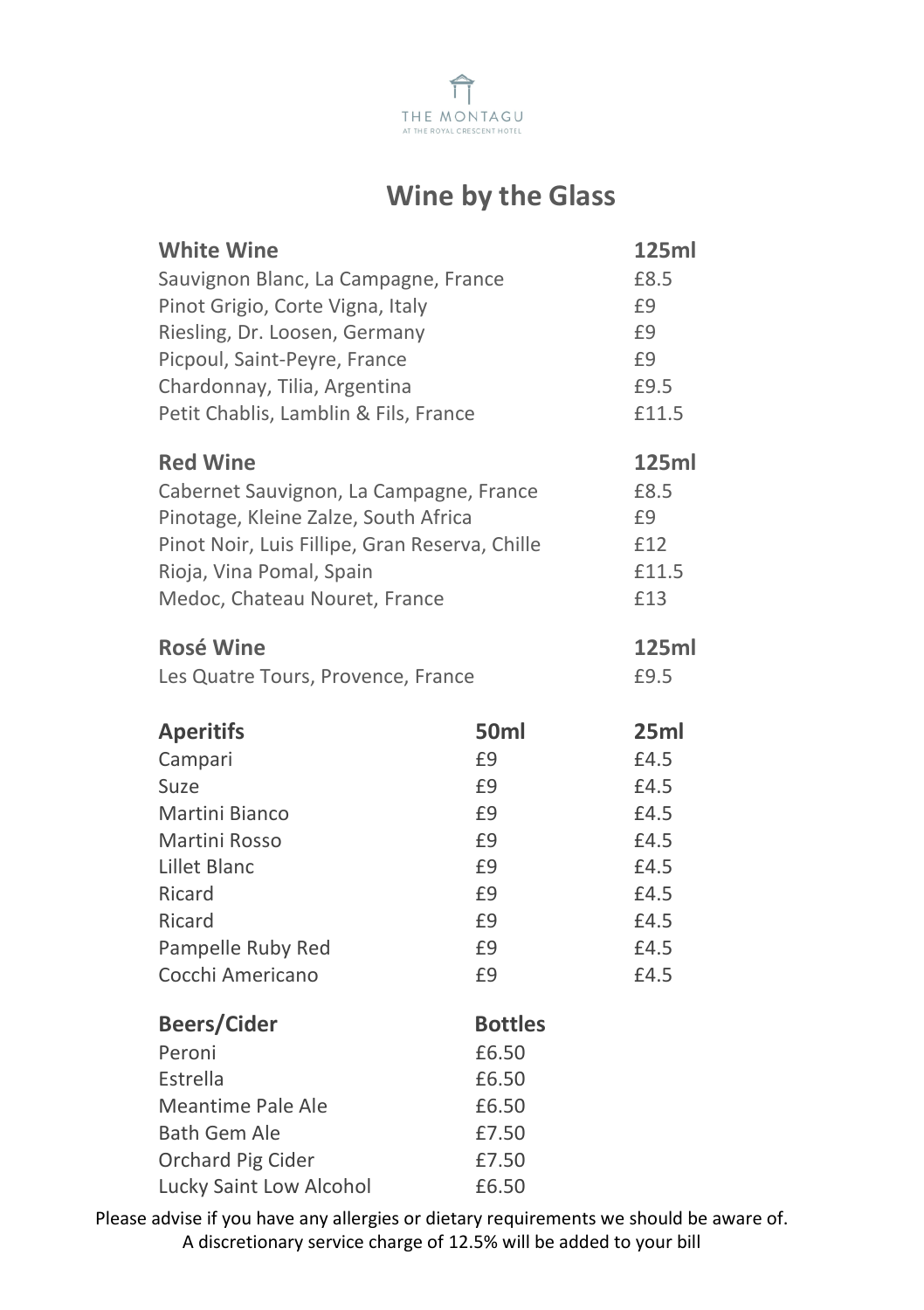THE MONTAGU
AT THE ROYAL CRESCENT HOTEL

# Wine by the Glass

| White Wine | 125ml |
|---|---|
| Sauvignon Blanc, La Campagne, France | £8.5 |
| Pinot Grigio, Corte Vigna, Italy | £9 |
| Riesling, Dr. Loosen, Germany | £9 |
| Picpoul, Saint-Peyre, France | £9 |
| Chardonnay, Tilia, Argentina | £9.5 |
| Petit Chablis, Lamblin & Fils, France | £11.5 |

| Red Wine | 125ml |
|---|---|
| Cabernet Sauvignon, La Campagne, France | £8.5 |
| Pinotage, Kleine Zalze, South Africa | £9 |
| Pinot Noir, Luis Fillipe, Gran Reserva, Chille | £12 |
| Rioja, Vina Pomal, Spain | £11.5 |
| Medoc, Chateau Nouret, France | £13 |

| Rosé Wine | 125ml |
|---|---|
| Les Quatre Tours, Provence, France | £9.5 |

| Aperitifs | 50ml | 25ml |
|---|---|---|
| Campari | £9 | £4.5 |
| Suze | £9 | £4.5 |
| Martini Bianco | £9 | £4.5 |
| Martini Rosso | £9 | £4.5 |
| Lillet Blanc | £9 | £4.5 |
| Ricard | £9 | £4.5 |
| Ricard | £9 | £4.5 |
| Pampelle Ruby Red | £9 | £4.5 |
| Cocchi Americano | £9 | £4.5 |

| Beers/Cider | Bottles |
|---|---|
| Peroni | £6.50 |
| Estrella | £6.50 |
| Meantime Pale Ale | £6.50 |
| Bath Gem Ale | £7.50 |
| Orchard Pig Cider | £7.50 |
| Lucky Saint Low Alcohol | £6.50 |

Please advise if you have any allergies or dietary requirements we should be aware of.
A discretionary service charge of 12.5% will be added to your bill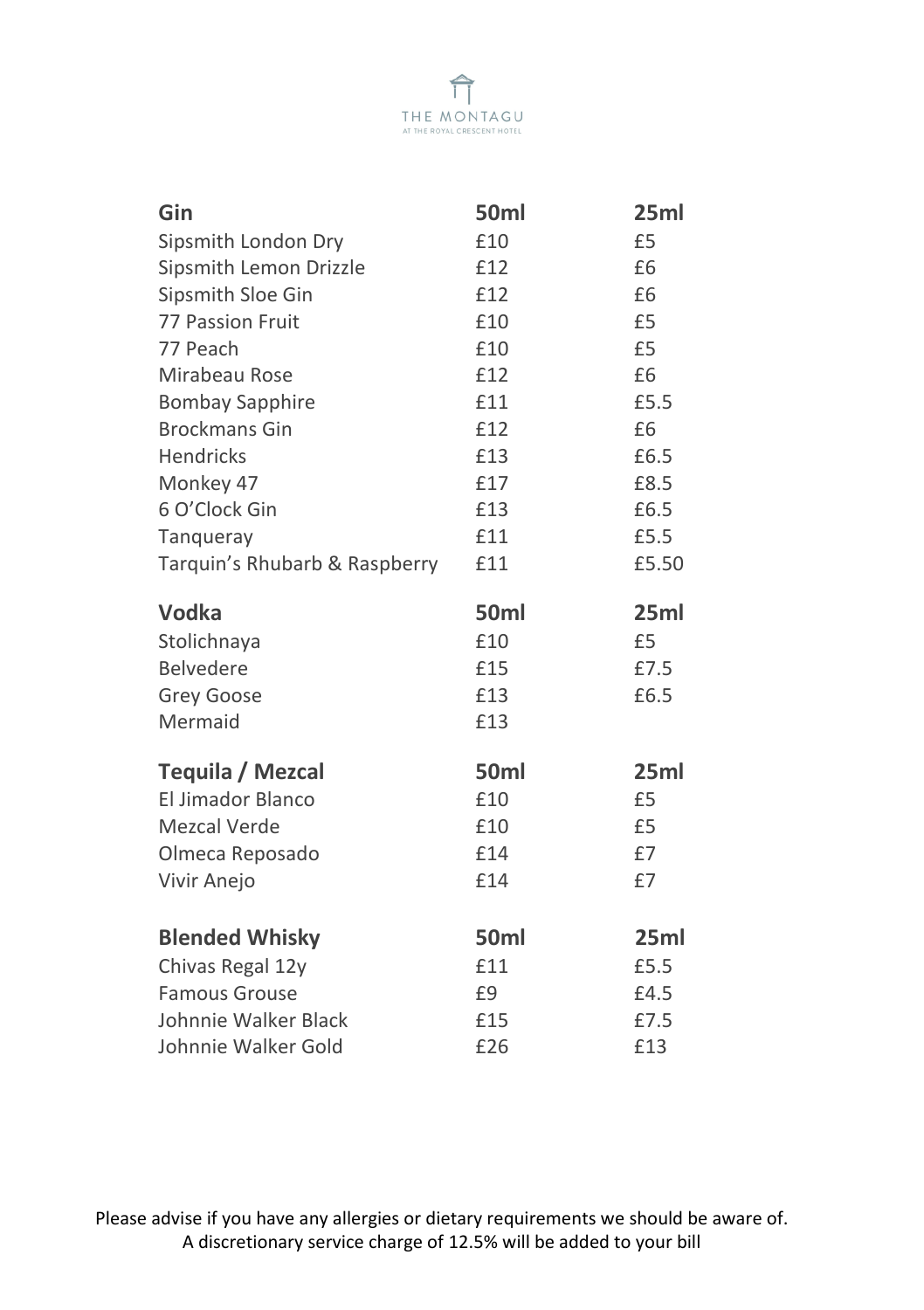THE MONTAGU
AT THE ROYAL CRESCENT HOTEL

| Gin | 50ml | 25ml |
|---|---|---|
| Sipsmith London Dry | £10 | £5 |
| Sipsmith Lemon Drizzle | £12 | £6 |
| Sipsmith Sloe Gin | £12 | £6 |
| 77 Passion Fruit | £10 | £5 |
| 77 Peach | £10 | £5 |
| Mirabeau Rose | £12 | £6 |
| Bombay Sapphire | £11 | £5.5 |
| Brockmans Gin | £12 | £6 |
| Hendricks | £13 | £6.5 |
| Monkey 47 | £17 | £8.5 |
| 6 O'Clock Gin | £13 | £6.5 |
| Tanqueray | £11 | £5.5 |
| Tarquin's Rhubarb & Raspberry | £11 | £5.50 |

| Vodka | 50ml | 25ml |
|---|---|---|
| Stolichnaya | £10 | £5 |
| Belvedere | £15 | £7.5 |
| Grey Goose | £13 | £6.5 |
| Mermaid | £13 | |

| Tequila / Mezcal | 50ml | 25ml |
|---|---|---|
| El Jimador Blanco | £10 | £5 |
| Mezcal Verde | £10 | £5 |
| Olmeca Reposado | £14 | £7 |
| Vivir Anejo | £14 | £7 |

| Blended Whisky | 50ml | 25ml |
|---|---|---|
| Chivas Regal 12y | £11 | £5.5 |
| Famous Grouse | £9 | £4.5 |
| Johnnie Walker Black | £15 | £7.5 |
| Johnnie Walker Gold | £26 | £13 |

Please advise if you have any allergies or dietary requirements we should be aware of.
A discretionary service charge of 12.5% will be added to your bill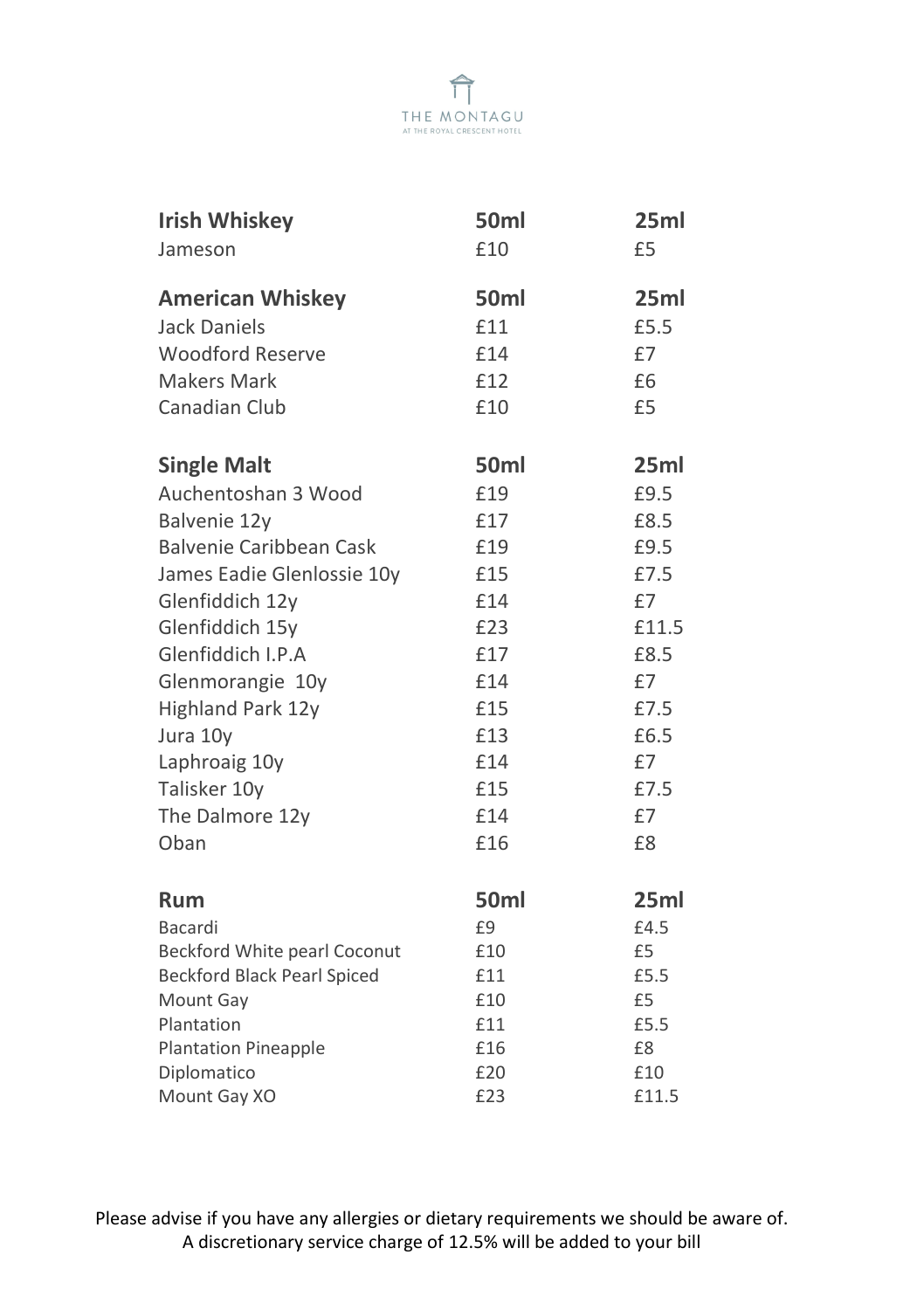THE MONTAGU
AT THE ROYAL CRESCENT HOTEL

| Irish Whiskey | 50ml | 25ml |
|---|---|---|
| Jameson | £10 | £5 |

| American Whiskey | 50ml | 25ml |
|---|---|---|
| Jack Daniels | £11 | £5.5 |
| Woodford Reserve | £14 | £7 |
| Makers Mark | £12 | £6 |
| Canadian Club | £10 | £5 |

| Single Malt | 50ml | 25ml |
|---|---|---|
| Auchentoshan 3 Wood | £19 | £9.5 |
| Balvenie 12y | £17 | £8.5 |
| Balvenie Caribbean Cask | £19 | £9.5 |
| James Eadie Glenlossie 10y | £15 | £7.5 |
| Glenfiddich 12y | £14 | £7 |
| Glenfiddich 15y | £23 | £11.5 |
| Glenfiddich I.P.A | £17 | £8.5 |
| Glenmorangie 10y | £14 | £7 |
| Highland Park 12y | £15 | £7.5 |
| Jura 10y | £13 | £6.5 |
| Laphroaig 10y | £14 | £7 |
| Talisker 10y | £15 | £7.5 |
| The Dalmore 12y | £14 | £7 |
| Oban | £16 | £8 |

| Rum | 50ml | 25ml |
|---|---|---|
| Bacardi | £9 | £4.5 |
| Beckford White pearl Coconut | £10 | £5 |
| Beckford Black Pearl Spiced | £11 | £5.5 |
| Mount Gay | £10 | £5 |
| Plantation | £11 | £5.5 |
| Plantation Pineapple | £16 | £8 |
| Diplomatico | £20 | £10 |
| Mount Gay XO | £23 | £11.5 |

Please advise if you have any allergies or dietary requirements we should be aware of.
A discretionary service charge of 12.5% will be added to your bill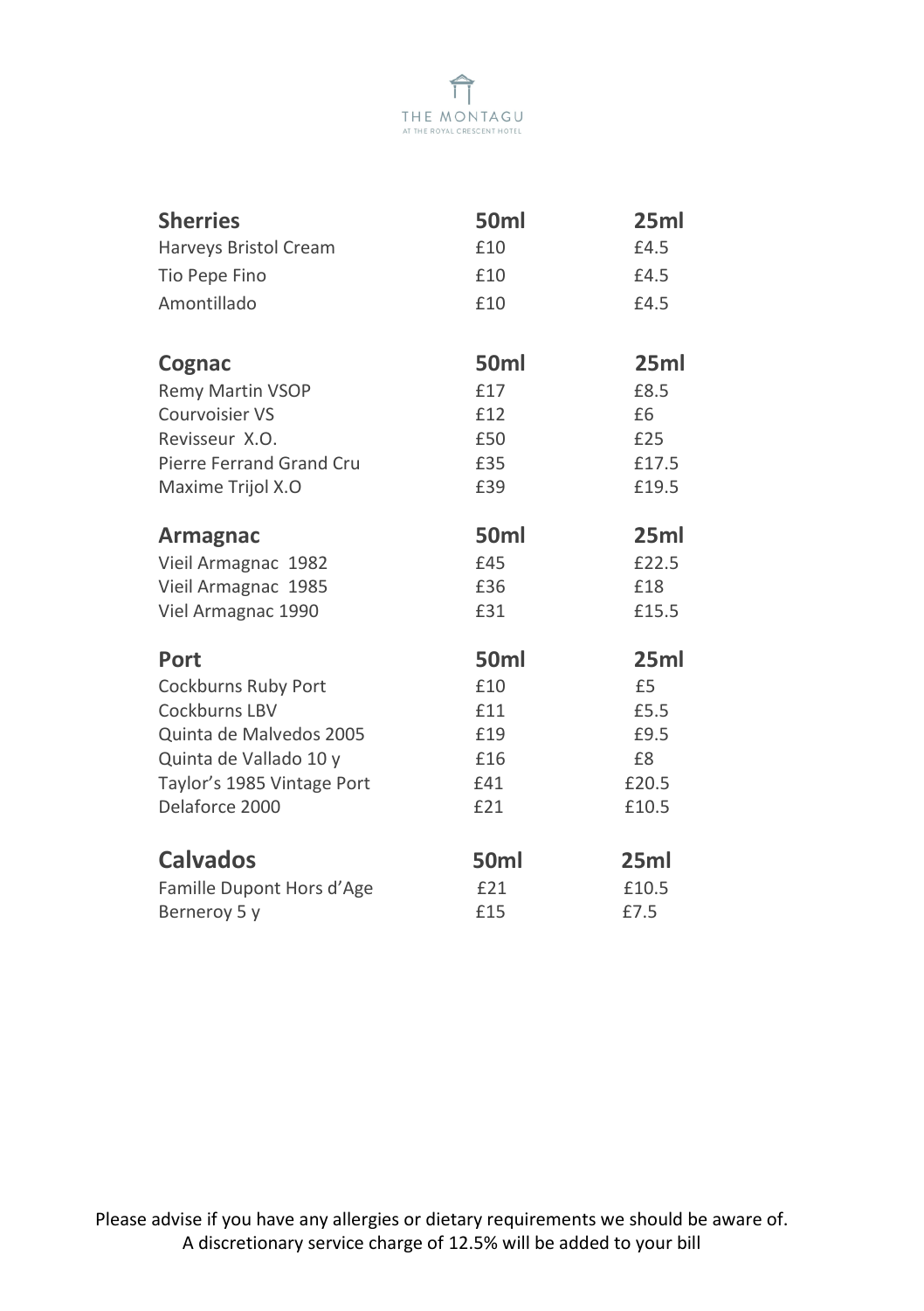THE MONTAGU
AT THE ROYAL CRESCENT HOTEL

| Sherries | 50ml | 25ml |
|---|---|---|
| Harveys Bristol Cream | £10 | £4.5 |
| Tio Pepe Fino | £10 | £4.5 |
| Amontillado | £10 | £4.5 |

| Cognac | 50ml | 25ml |
|---|---|---|
| Remy Martin VSOP | £17 | £8.5 |
| Courvoisier VS | £12 | £6 |
| Revisseur X.O. | £50 | £25 |
| Pierre Ferrand Grand Cru | £35 | £17.5 |
| Maxime Trijol X.O | £39 | £19.5 |

| Armagnac | 50ml | 25ml |
|---|---|---|
| Vieil Armagnac 1982 | £45 | £22.5 |
| Vieil Armagnac 1985 | £36 | £18 |
| Viel Armagnac 1990 | £31 | £15.5 |

| Port | 50ml | 25ml |
|---|---|---|
| Cockburns Ruby Port | £10 | £5 |
| Cockburns LBV | £11 | £5.5 |
| Quinta de Malvedos 2005 | £19 | £9.5 |
| Quinta de Vallado 10 y | £16 | £8 |
| Taylor's 1985 Vintage Port | £41 | £20.5 |
| Delaforce 2000 | £21 | £10.5 |

| Calvados | 50ml | 25ml |
|---|---|---|
| Famille Dupont Hors d'Age | £21 | £10.5 |
| Berneroy 5 y | £15 | £7.5 |

Please advise if you have any allergies or dietary requirements we should be aware of.
A discretionary service charge of 12.5% will be added to your bill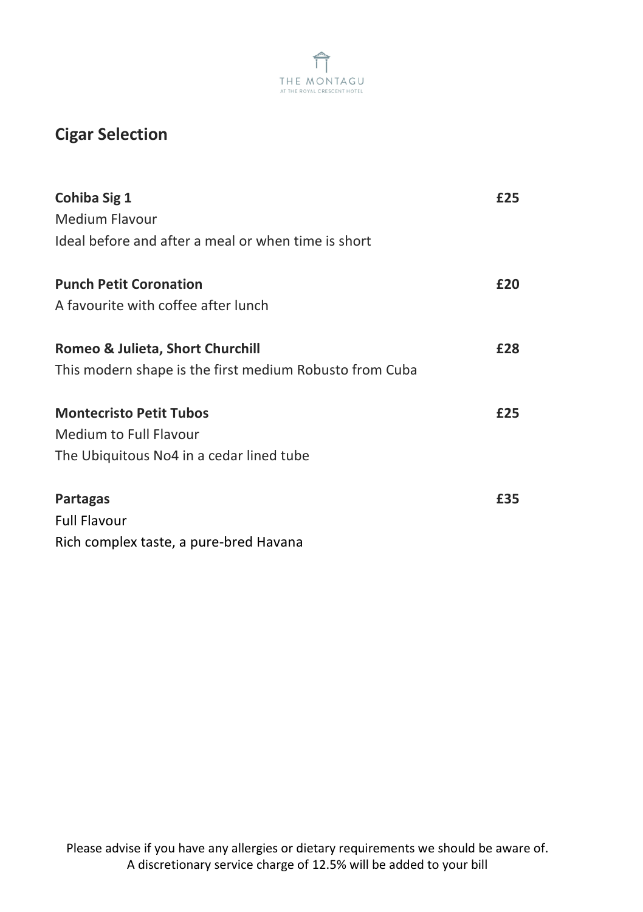THE MONTAGU
AT THE ROYAL CRESCENT HOTEL

## Cigar Selection

**Cohiba Sig 1** **£25**
Medium Flavour
Ideal before and after a meal or when time is short

**Punch Petit Coronation** **£20**
A favourite with coffee after lunch

**Romeo & Julieta, Short Churchill** **£28**
This modern shape is the first medium Robusto from Cuba

**Montecristo Petit Tubos** **£25**
Medium to Full Flavour
The Ubiquitous No4 in a cedar lined tube

**Partagas** **£35**
Full Flavour
Rich complex taste, a pure-bred Havana

Please advise if you have any allergies or dietary requirements we should be aware of.
A discretionary service charge of 12.5% will be added to your bill